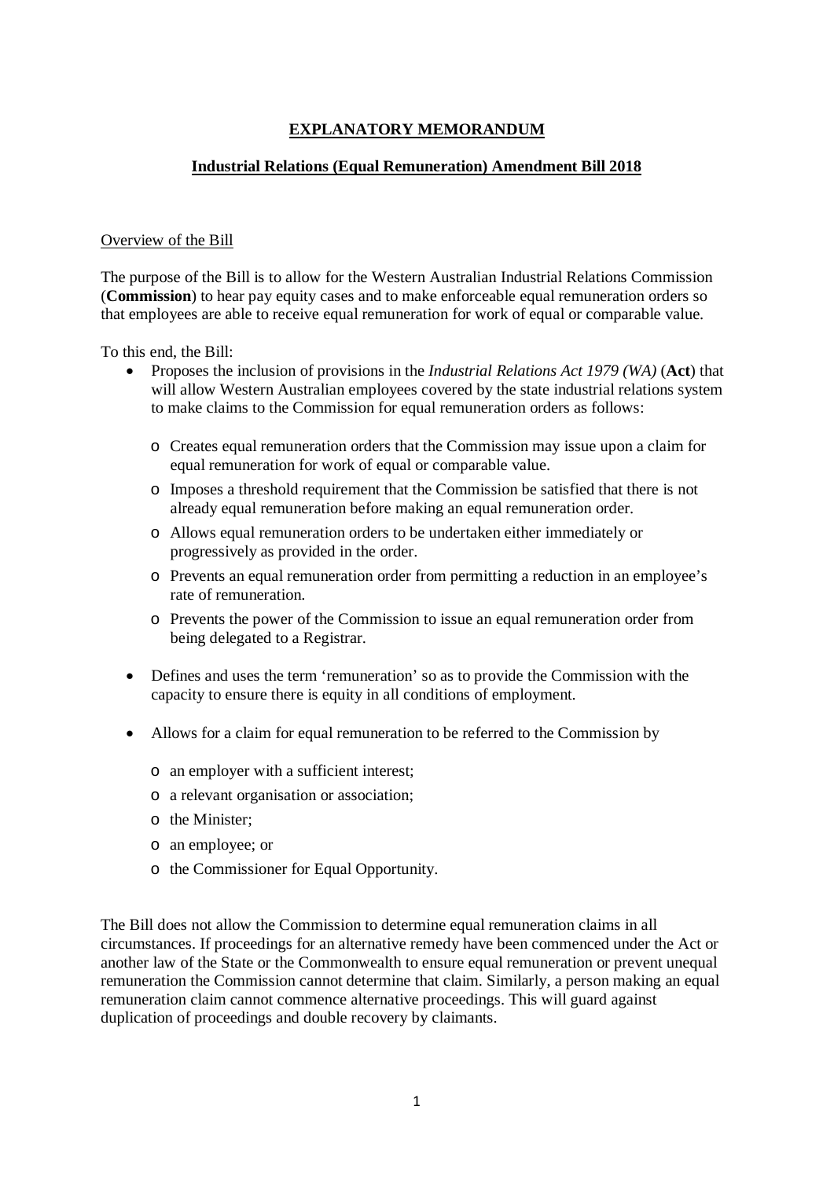# **EXPLANATORY MEMORANDUM**

## **Industrial Relations (Equal Remuneration) Amendment Bill 2018**

Overview of the Bill

The purpose of the Bill is to allow for the Western Australian Industrial Relations Commission (**Commission**) to hear pay equity cases and to make enforceable equal remuneration orders so that employees are able to receive equal remuneration for work of equal or comparable value.

To this end, the Bill:

- Proposes the inclusion of provisions in the *Industrial Relations Act 1979 (WA)* (**Act**) that will allow Western Australian employees covered by the state industrial relations system to make claims to the Commission for equal remuneration orders as follows:
  - Creates equal remuneration orders that the Commission may issue upon a claim for equal remuneration for work of equal or comparable value.
  - Imposes a threshold requirement that the Commission be satisfied that there is not already equal remuneration before making an equal remuneration order.
  - Allows equal remuneration orders to be undertaken either immediately or progressively as provided in the order.
  - Prevents an equal remuneration order from permitting a reduction in an employee's rate of remuneration.
  - Prevents the power of the Commission to issue an equal remuneration order from being delegated to a Registrar.
- Defines and uses the term 'remuneration' so as to provide the Commission with the capacity to ensure there is equity in all conditions of employment.
- Allows for a claim for equal remuneration to be referred to the Commission by
  - an employer with a sufficient interest;
  - a relevant organisation or association;
  - the Minister;
  - an employee; or
  - the Commissioner for Equal Opportunity.

The Bill does not allow the Commission to determine equal remuneration claims in all circumstances. If proceedings for an alternative remedy have been commenced under the Act or another law of the State or the Commonwealth to ensure equal remuneration or prevent unequal remuneration the Commission cannot determine that claim. Similarly, a person making an equal remuneration claim cannot commence alternative proceedings. This will guard against duplication of proceedings and double recovery by claimants.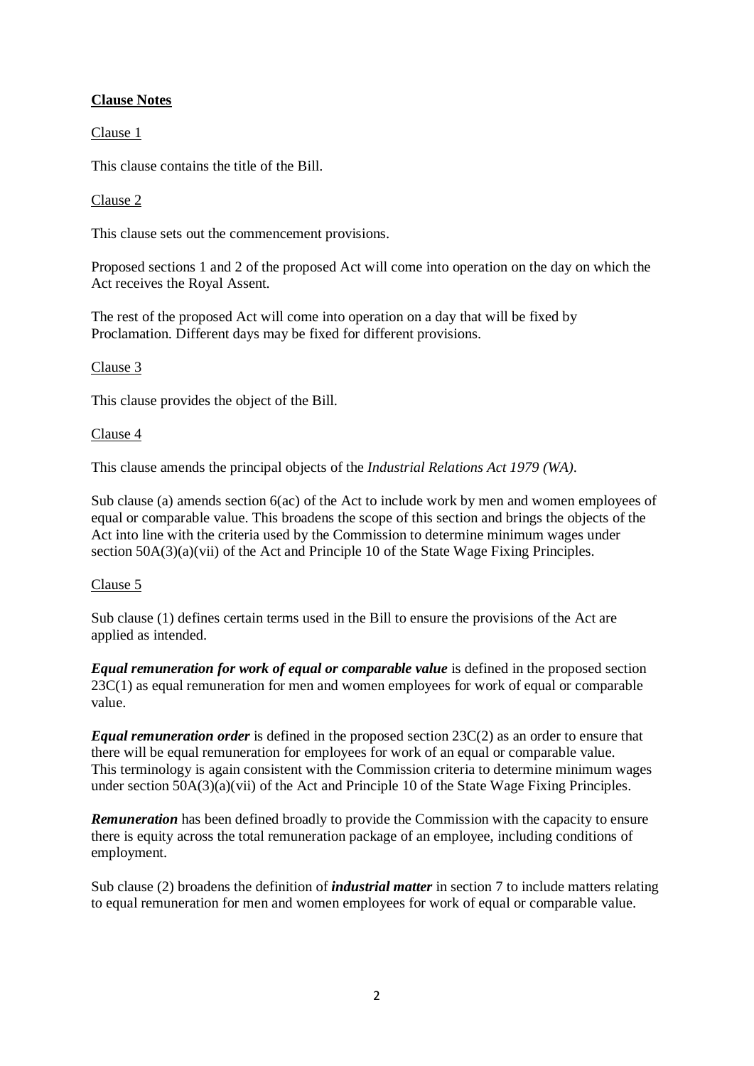**Clause Notes**

Clause 1

This clause contains the title of the Bill.

Clause 2

This clause sets out the commencement provisions.

Proposed sections 1 and 2 of the proposed Act will come into operation on the day on which the Act receives the Royal Assent.

The rest of the proposed Act will come into operation on a day that will be fixed by Proclamation. Different days may be fixed for different provisions.

Clause 3

This clause provides the object of the Bill.

Clause 4

This clause amends the principal objects of the *Industrial Relations Act 1979 (WA)*.

Sub clause (a) amends section 6(ac) of the Act to include work by men and women employees of equal or comparable value. This broadens the scope of this section and brings the objects of the Act into line with the criteria used by the Commission to determine minimum wages under section 50A(3)(a)(vii) of the Act and Principle 10 of the State Wage Fixing Principles.

Clause 5

Sub clause (1) defines certain terms used in the Bill to ensure the provisions of the Act are applied as intended.

***Equal remuneration for work of equal or comparable value*** is defined in the proposed section 23C(1) as equal remuneration for men and women employees for work of equal or comparable value.

***Equal remuneration order*** is defined in the proposed section 23C(2) as an order to ensure that there will be equal remuneration for employees for work of an equal or comparable value. This terminology is again consistent with the Commission criteria to determine minimum wages under section 50A(3)(a)(vii) of the Act and Principle 10 of the State Wage Fixing Principles.

***Remuneration*** has been defined broadly to provide the Commission with the capacity to ensure there is equity across the total remuneration package of an employee, including conditions of employment.

Sub clause (2) broadens the definition of ***industrial matter*** in section 7 to include matters relating to equal remuneration for men and women employees for work of equal or comparable value.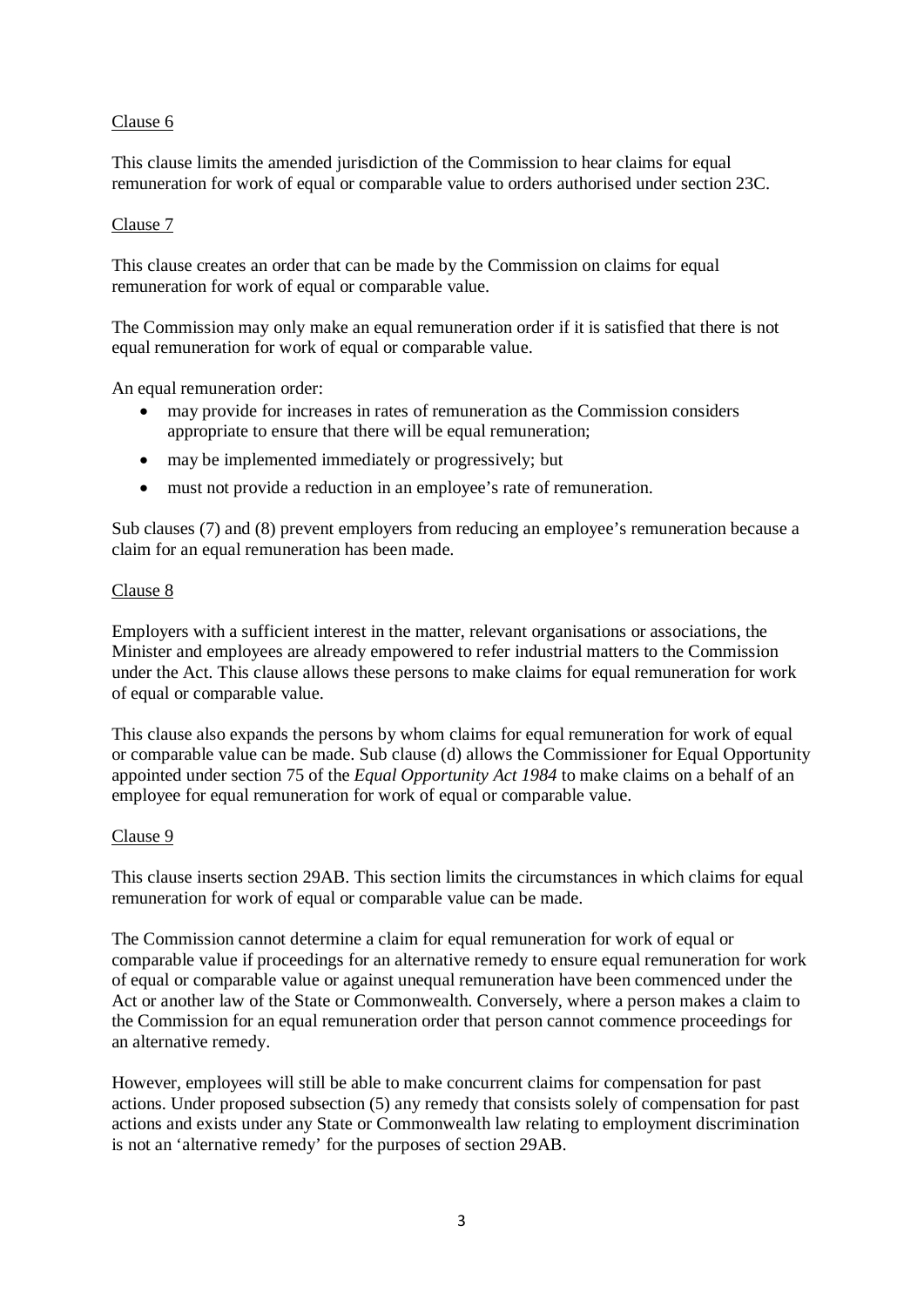Clause 6

This clause limits the amended jurisdiction of the Commission to hear claims for equal remuneration for work of equal or comparable value to orders authorised under section 23C.

Clause 7

This clause creates an order that can be made by the Commission on claims for equal remuneration for work of equal or comparable value.

The Commission may only make an equal remuneration order if it is satisfied that there is not equal remuneration for work of equal or comparable value.

An equal remuneration order:

- may provide for increases in rates of remuneration as the Commission considers appropriate to ensure that there will be equal remuneration;
- may be implemented immediately or progressively; but
- must not provide a reduction in an employee's rate of remuneration.

Sub clauses (7) and (8) prevent employers from reducing an employee's remuneration because a claim for an equal remuneration has been made.

Clause 8

Employers with a sufficient interest in the matter, relevant organisations or associations, the Minister and employees are already empowered to refer industrial matters to the Commission under the Act. This clause allows these persons to make claims for equal remuneration for work of equal or comparable value.

This clause also expands the persons by whom claims for equal remuneration for work of equal or comparable value can be made. Sub clause (d) allows the Commissioner for Equal Opportunity appointed under section 75 of the *Equal Opportunity Act 1984* to make claims on a behalf of an employee for equal remuneration for work of equal or comparable value.

Clause 9

This clause inserts section 29AB. This section limits the circumstances in which claims for equal remuneration for work of equal or comparable value can be made.

The Commission cannot determine a claim for equal remuneration for work of equal or comparable value if proceedings for an alternative remedy to ensure equal remuneration for work of equal or comparable value or against unequal remuneration have been commenced under the Act or another law of the State or Commonwealth. Conversely, where a person makes a claim to the Commission for an equal remuneration order that person cannot commence proceedings for an alternative remedy.

However, employees will still be able to make concurrent claims for compensation for past actions. Under proposed subsection (5) any remedy that consists solely of compensation for past actions and exists under any State or Commonwealth law relating to employment discrimination is not an 'alternative remedy' for the purposes of section 29AB.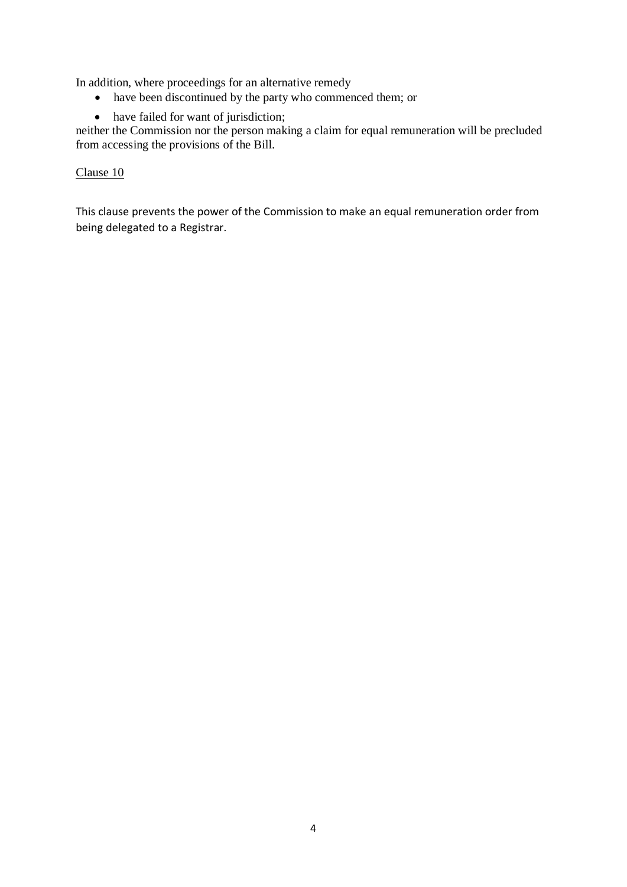In addition, where proceedings for an alternative remedy

- have been discontinued by the party who commenced them; or
- have failed for want of jurisdiction;

neither the Commission nor the person making a claim for equal remuneration will be precluded from accessing the provisions of the Bill.

<u>Clause 10</u>

This clause prevents the power of the Commission to make an equal remuneration order from being delegated to a Registrar.